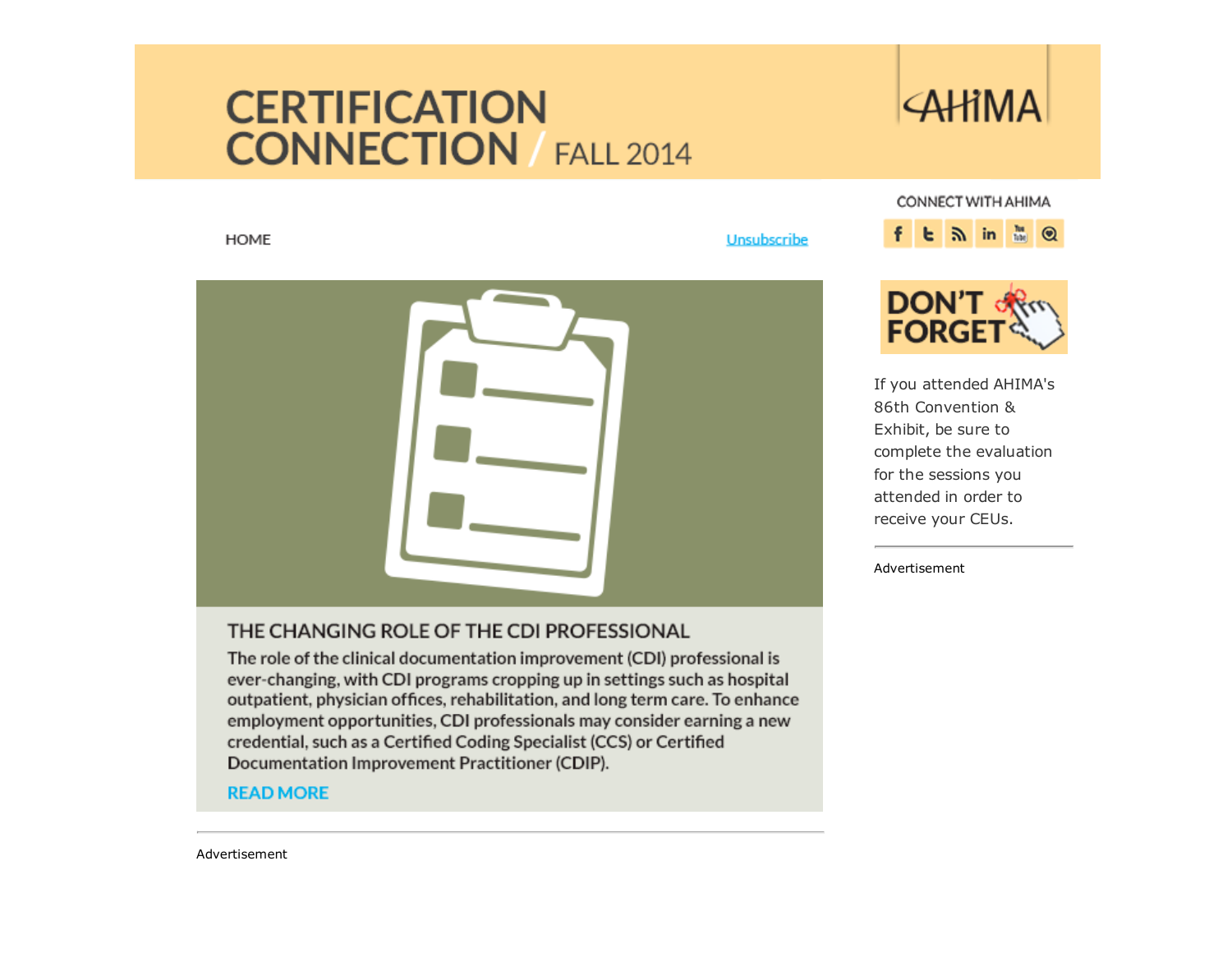# CERTIFICATION CONNECTION / FALL 2014

AHIMA

HOME

Unsubscribe

CONNECT WITH AHIMA

## THE CHANGING ROLE OF THE CDI PROFESSIONAL

The role of the clinical documentation improvement (CDI) professional is ever-changing, with CDI programs cropping up in settings such as hospital outpatient, physician offices, rehabilitation, and long term care. To enhance employment opportunities, CDI professionals may consider earning a new credential, such as a Certified Coding Specialist (CCS) or Certified Documentation Improvement Practitioner (CDIP).

READ MORE

---

Advertisement

## DON'T FORGET

If you attended AHIMA's 86th Convention & Exhibit, be sure to complete the evaluation for the sessions you attended in order to receive your CEUs.

---

Advertisement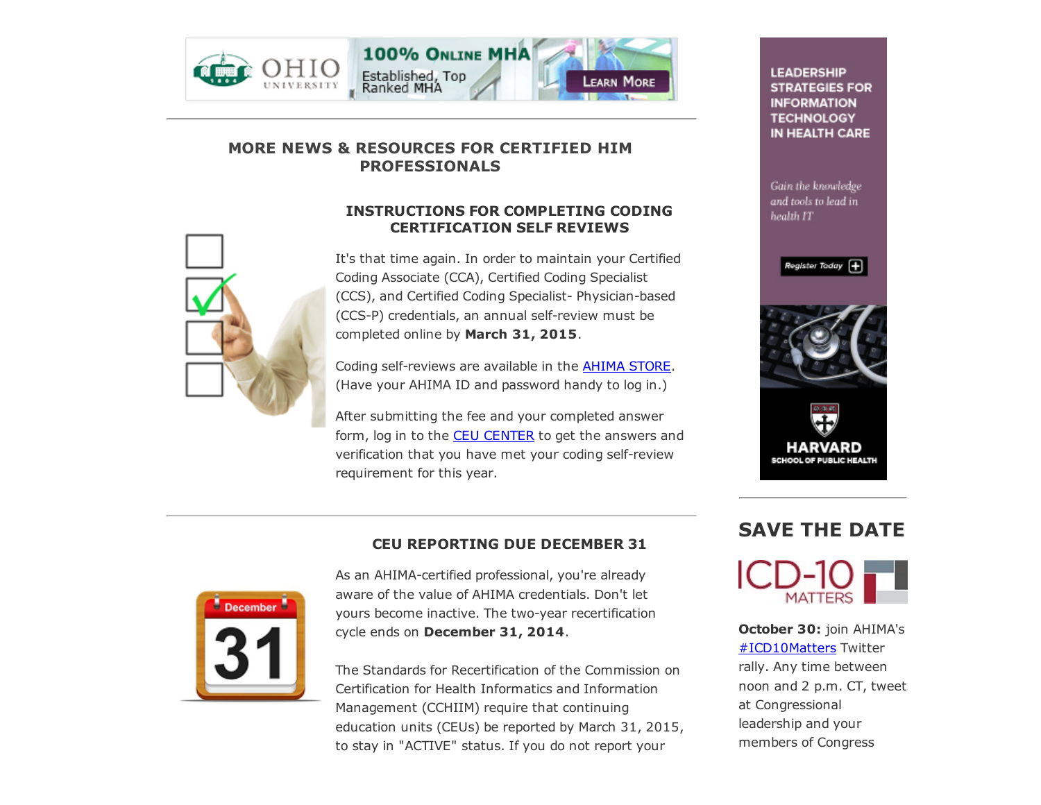## MORE NEWS & RESOURCES FOR CERTIFIED HIM PROFESSIONALS

### INSTRUCTIONS FOR COMPLETING CODING CERTIFICATION SELF REVIEWS

It's that time again. In order to maintain your Certified Coding Associate (CCA), Certified Coding Specialist (CCS), and Certified Coding Specialist- Physician-based (CCS-P) credentials, an annual self-review must be completed online by **March 31, 2015**.

Coding self-reviews are available in the AHIMA STORE. (Have your AHIMA ID and password handy to log in.)

After submitting the fee and your completed answer form, log in to the CEU CENTER to get the answers and verification that you have met your coding self-review requirement for this year.

### CEU REPORTING DUE DECEMBER 31

As an AHIMA-certified professional, you're already aware of the value of AHIMA credentials. Don't let yours become inactive. The two-year recertification cycle ends on **December 31, 2014**.

The Standards for Recertification of the Commission on Certification for Health Informatics and Information Management (CCHIIM) require that continuing education units (CEUs) be reported by March 31, 2015, to stay in "ACTIVE" status. If you do not report your

## SAVE THE DATE

ICD-10 MATTERS

**October 30:** join AHIMA's #ICD10Matters Twitter rally. Any time between noon and 2 p.m. CT, tweet at Congressional leadership and your members of Congress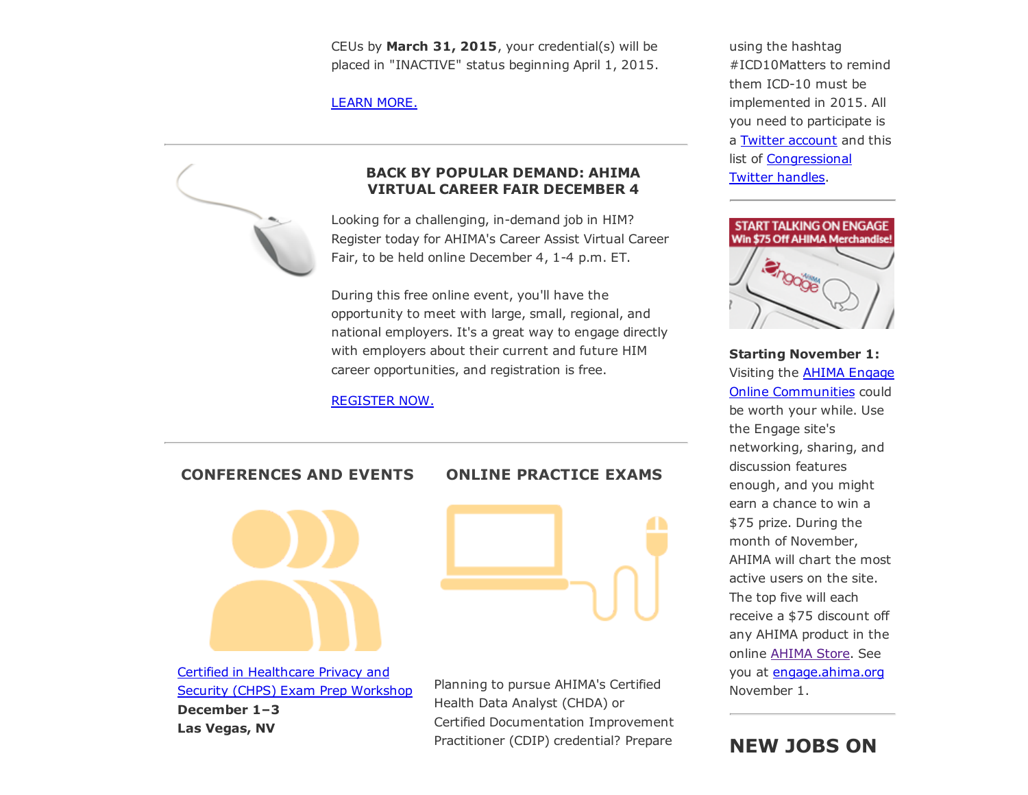CEUs by **March 31, 2015**, your credential(s) will be placed in "INACTIVE" status beginning April 1, 2015.

LEARN MORE.

### BACK BY POPULAR DEMAND: AHIMA VIRTUAL CAREER FAIR DECEMBER 4

Looking for a challenging, in-demand job in HIM? Register today for AHIMA's Career Assist Virtual Career Fair, to be held online December 4, 1-4 p.m. ET.

During this free online event, you'll have the opportunity to meet with large, small, regional, and national employers. It's a great way to engage directly with employers about their current and future HIM career opportunities, and registration is free.

REGISTER NOW.

## CONFERENCES AND EVENTS

Certified in Healthcare Privacy and Security (CHPS) Exam Prep Workshop
**December 1–3**
**Las Vegas, NV**

## ONLINE PRACTICE EXAMS

Planning to pursue AHIMA's Certified Health Data Analyst (CHDA) or Certified Documentation Improvement Practitioner (CDIP) credential? Prepare

using the hashtag #ICD10Matters to remind them ICD-10 must be implemented in 2015. All you need to participate is a Twitter account and this list of Congressional Twitter handles.

START TALKING ON ENGAGE
Win $75 Off AHIMA Merchandise!

**Starting November 1:** Visiting the AHIMA Engage Online Communities could be worth your while. Use the Engage site's networking, sharing, and discussion features enough, and you might earn a chance to win a $75 prize. During the month of November, AHIMA will chart the most active users on the site. The top five will each receive a $75 discount off any AHIMA product in the online AHIMA Store. See you at engage.ahima.org November 1.

## NEW JOBS ON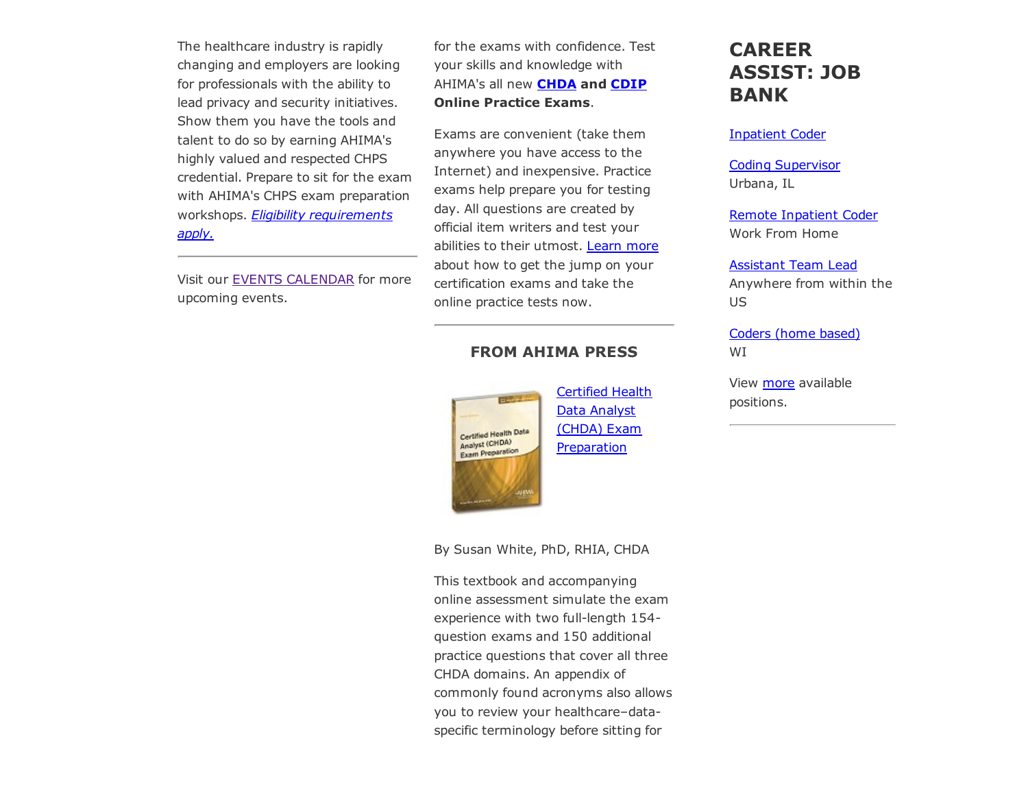The healthcare industry is rapidly changing and employers are looking for professionals with the ability to lead privacy and security initiatives. Show them you have the tools and talent to do so by earning AHIMA's highly valued and respected CHPS credential. Prepare to sit for the exam with AHIMA's CHPS exam preparation workshops. *Eligibility requirements apply.*

---

Visit our EVENTS CALENDAR for more upcoming events.

for the exams with confidence. Test your skills and knowledge with AHIMA's all new **CHDA and CDIP Online Practice Exams**.

Exams are convenient (take them anywhere you have access to the Internet) and inexpensive. Practice exams help prepare you for testing day. All questions are created by official item writers and test your abilities to their utmost. Learn more about how to get the jump on your certification exams and take the online practice tests now.

---

### FROM AHIMA PRESS

Certified Health Data Analyst (CHDA) Exam Preparation

By Susan White, PhD, RHIA, CHDA

This textbook and accompanying online assessment simulate the exam experience with two full-length 154-question exams and 150 additional practice questions that cover all three CHDA domains. An appendix of commonly found acronyms also allows you to review your healthcare–data-specific terminology before sitting for

## CAREER ASSIST: JOB BANK

Inpatient Coder

Coding Supervisor
Urbana, IL

Remote Inpatient Coder
Work From Home

Assistant Team Lead
Anywhere from within the US

Coders (home based)
WI

View more available positions.

---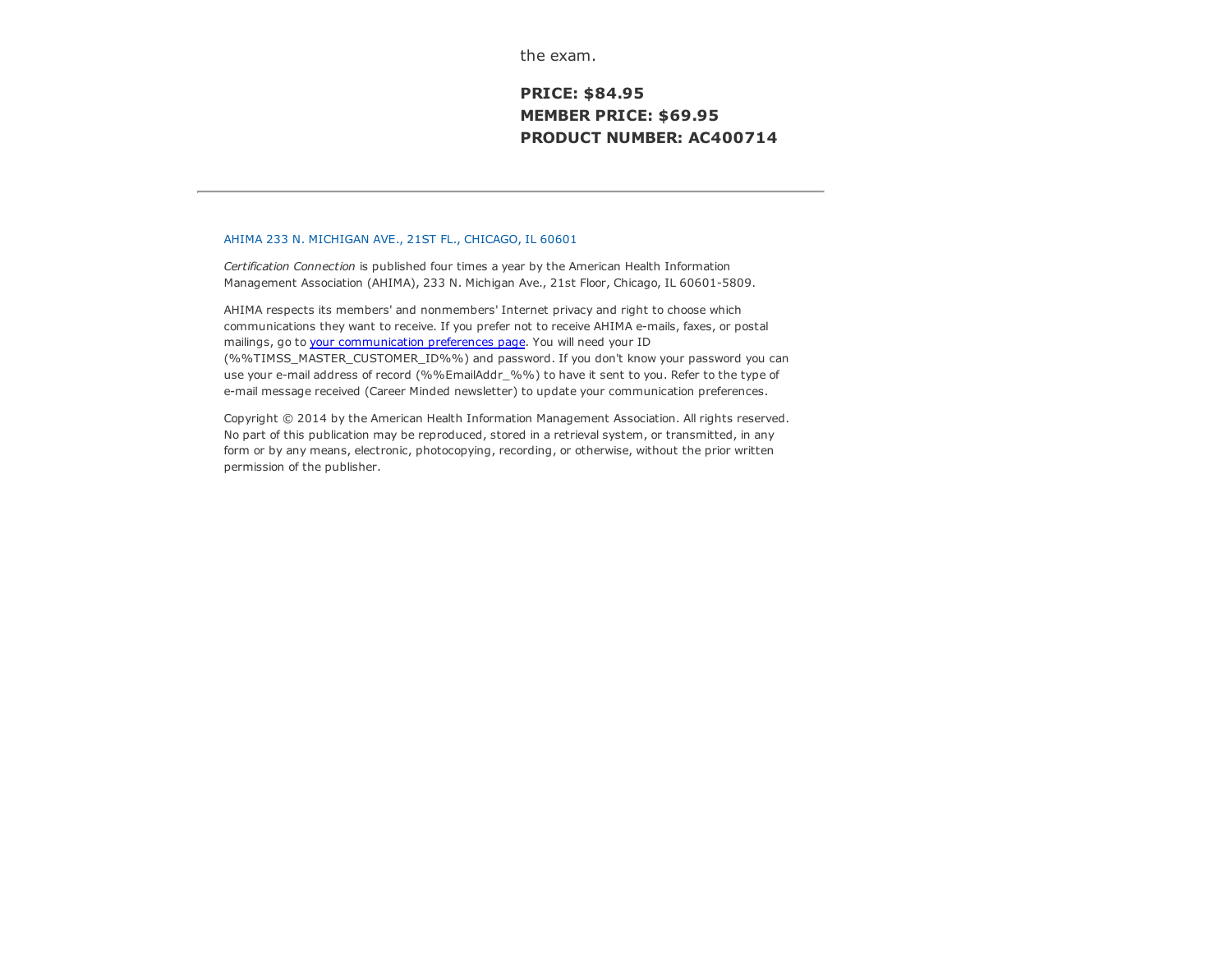the exam.

**PRICE: $84.95**
**MEMBER PRICE: $69.95**
**PRODUCT NUMBER: AC400714**

---

AHIMA 233 N. MICHIGAN AVE., 21ST FL., CHICAGO, IL 60601

*Certification Connection* is published four times a year by the American Health Information Management Association (AHIMA), 233 N. Michigan Ave., 21st Floor, Chicago, IL 60601-5809.

AHIMA respects its members' and nonmembers' Internet privacy and right to choose which communications they want to receive. If you prefer not to receive AHIMA e-mails, faxes, or postal mailings, go to your communication preferences page. You will need your ID (%%TIMSS_MASTER_CUSTOMER_ID%%) and password. If you don't know your password you can use your e-mail address of record (%%EmailAddr_%%) to have it sent to you. Refer to the type of e-mail message received (Career Minded newsletter) to update your communication preferences.

Copyright © 2014 by the American Health Information Management Association. All rights reserved. No part of this publication may be reproduced, stored in a retrieval system, or transmitted, in any form or by any means, electronic, photocopying, recording, or otherwise, without the prior written permission of the publisher.